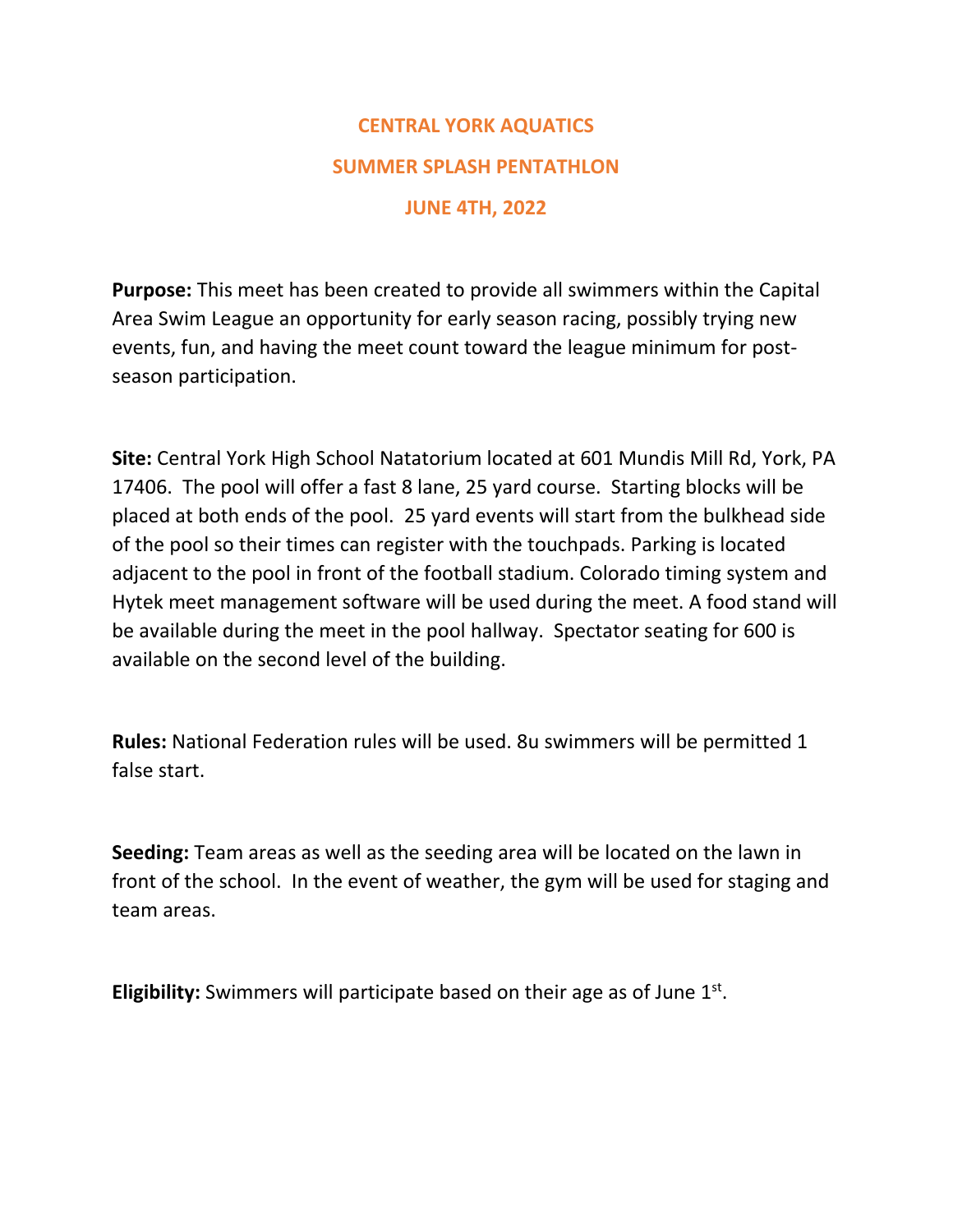# CENTRAL YORK AQUATICS

## SUMMER SPLASH PENTATHLON

## JUNE 4TH, 2022

**Purpose:** This meet has been created to provide all swimmers within the Capital Area Swim League an opportunity for early season racing, possibly trying new events, fun, and having the meet count toward the league minimum for post-season participation.

**Site:** Central York High School Natatorium located at 601 Mundis Mill Rd, York, PA 17406. The pool will offer a fast 8 lane, 25 yard course. Starting blocks will be placed at both ends of the pool. 25 yard events will start from the bulkhead side of the pool so their times can register with the touchpads. Parking is located adjacent to the pool in front of the football stadium. Colorado timing system and Hytek meet management software will be used during the meet. A food stand will be available during the meet in the pool hallway. Spectator seating for 600 is available on the second level of the building.

**Rules:** National Federation rules will be used. 8u swimmers will be permitted 1 false start.

**Seeding:** Team areas as well as the seeding area will be located on the lawn in front of the school. In the event of weather, the gym will be used for staging and team areas.

**Eligibility:** Swimmers will participate based on their age as of June 1st.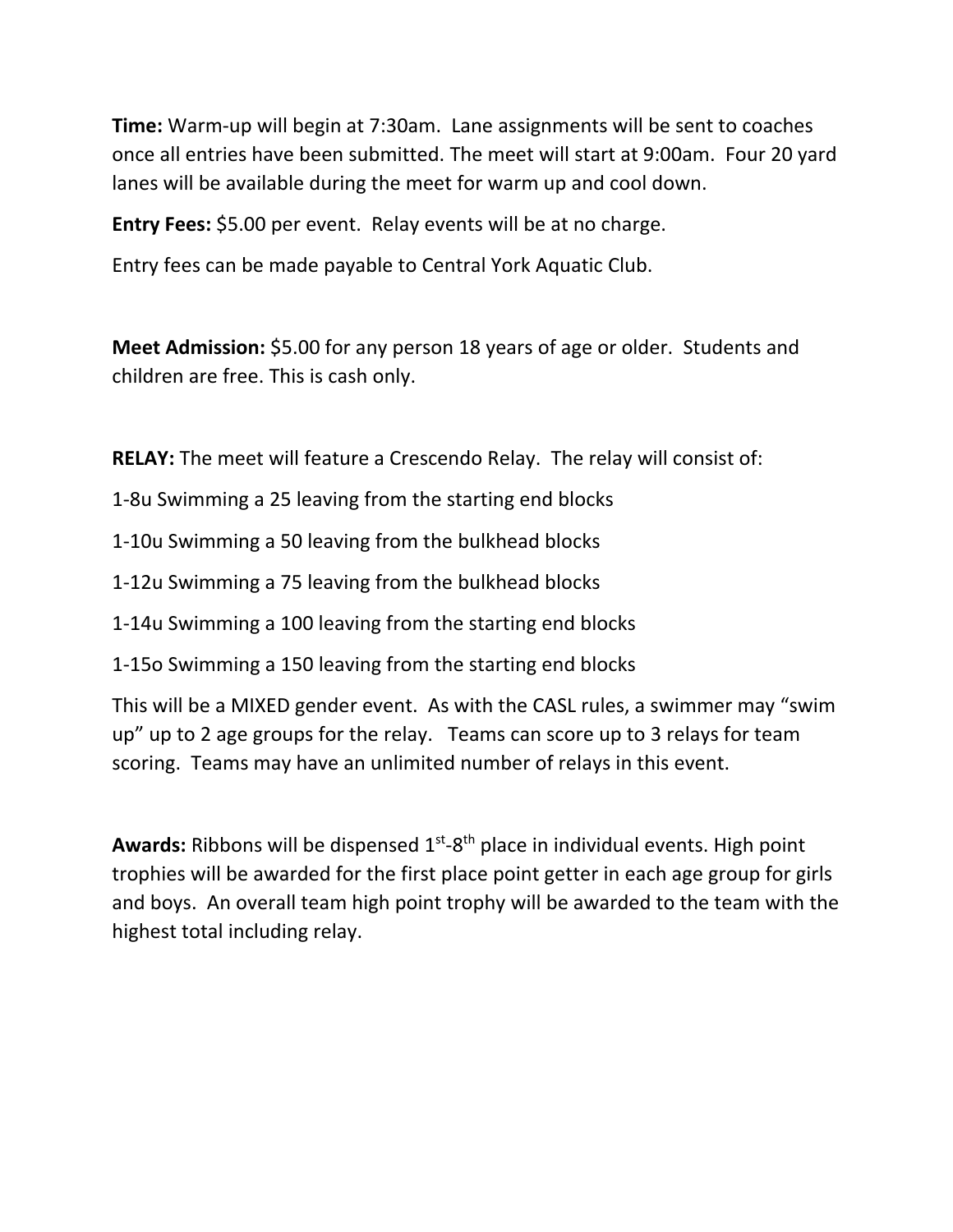**Time:** Warm-up will begin at 7:30am. Lane assignments will be sent to coaches once all entries have been submitted. The meet will start at 9:00am. Four 20 yard lanes will be available during the meet for warm up and cool down.

**Entry Fees:** $5.00 per event. Relay events will be at no charge.

Entry fees can be made payable to Central York Aquatic Club.

**Meet Admission:** $5.00 for any person 18 years of age or older. Students and children are free. This is cash only.

**RELAY:** The meet will feature a Crescendo Relay. The relay will consist of:

1-8u Swimming a 25 leaving from the starting end blocks

1-10u Swimming a 50 leaving from the bulkhead blocks

1-12u Swimming a 75 leaving from the bulkhead blocks

1-14u Swimming a 100 leaving from the starting end blocks

1-15o Swimming a 150 leaving from the starting end blocks

This will be a MIXED gender event. As with the CASL rules, a swimmer may "swim up" up to 2 age groups for the relay. Teams can score up to 3 relays for team scoring. Teams may have an unlimited number of relays in this event.

**Awards:** Ribbons will be dispensed 1st-8th place in individual events. High point trophies will be awarded for the first place point getter in each age group for girls and boys. An overall team high point trophy will be awarded to the team with the highest total including relay.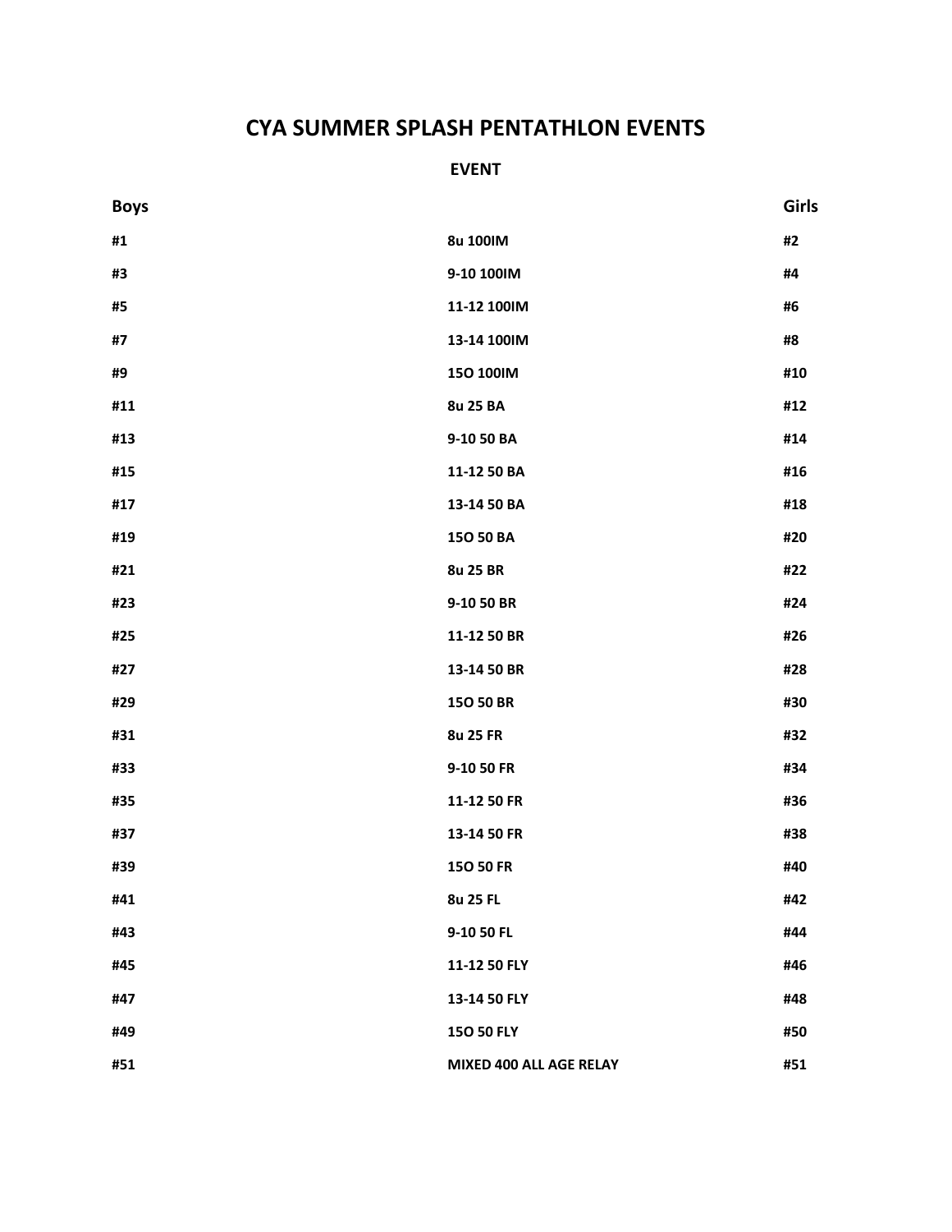# CYA SUMMER SPLASH PENTATHLON EVENTS

| Boys | EVENT | Girls |
|---|---|---|
| #1 | 8u 100IM | #2 |
| #3 | 9-10 100IM | #4 |
| #5 | 11-12 100IM | #6 |
| #7 | 13-14 100IM | #8 |
| #9 | 15O 100IM | #10 |
| #11 | 8u 25 BA | #12 |
| #13 | 9-10 50 BA | #14 |
| #15 | 11-12 50 BA | #16 |
| #17 | 13-14 50 BA | #18 |
| #19 | 15O 50 BA | #20 |
| #21 | 8u 25 BR | #22 |
| #23 | 9-10 50 BR | #24 |
| #25 | 11-12 50 BR | #26 |
| #27 | 13-14 50 BR | #28 |
| #29 | 15O 50 BR | #30 |
| #31 | 8u 25 FR | #32 |
| #33 | 9-10 50 FR | #34 |
| #35 | 11-12 50 FR | #36 |
| #37 | 13-14 50 FR | #38 |
| #39 | 15O 50 FR | #40 |
| #41 | 8u 25 FL | #42 |
| #43 | 9-10 50 FL | #44 |
| #45 | 11-12 50 FLY | #46 |
| #47 | 13-14 50 FLY | #48 |
| #49 | 15O 50 FLY | #50 |
| #51 | MIXED 400 ALL AGE RELAY | #51 |